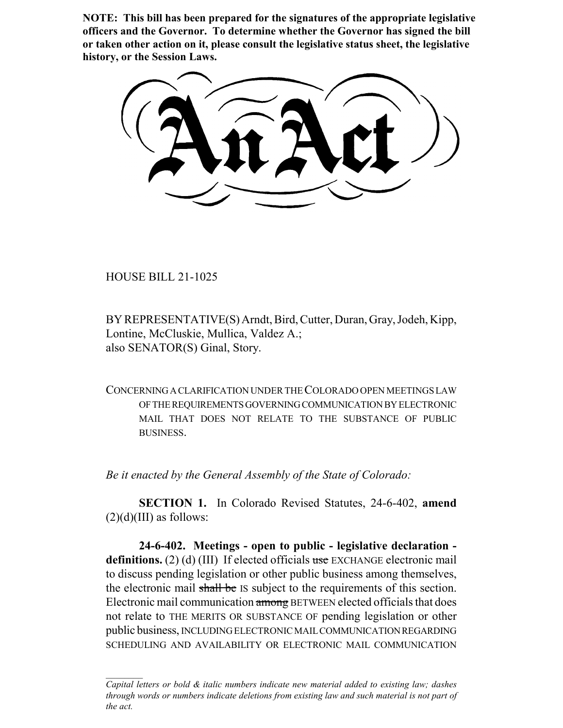**NOTE: This bill has been prepared for the signatures of the appropriate legislative officers and the Governor. To determine whether the Governor has signed the bill or taken other action on it, please consult the legislative status sheet, the legislative history, or the Session Laws.**

# An Act

HOUSE BILL 21-1025

BY REPRESENTATIVE(S) Arndt, Bird, Cutter, Duran, Gray, Jodeh, Kipp, Lontine, McCluskie, Mullica, Valdez A.;
also SENATOR(S) Ginal, Story.

CONCERNING A CLARIFICATION UNDER THE COLORADO OPEN MEETINGS LAW OF THE REQUIREMENTS GOVERNING COMMUNICATION BY ELECTRONIC MAIL THAT DOES NOT RELATE TO THE SUBSTANCE OF PUBLIC BUSINESS.

*Be it enacted by the General Assembly of the State of Colorado:*

**SECTION 1.** In Colorado Revised Statutes, 24-6-402, **amend** (2)(d)(III) as follows:

**24-6-402. Meetings - open to public - legislative declaration - definitions.** (2) (d) (III) If elected officials ~~use~~ EXCHANGE electronic mail to discuss pending legislation or other public business among themselves, the electronic mail ~~shall be~~ IS subject to the requirements of this section. Electronic mail communication ~~among~~ BETWEEN elected officials that does not relate to THE MERITS OR SUBSTANCE OF pending legislation or other public business, INCLUDING ELECTRONIC MAIL COMMUNICATION REGARDING SCHEDULING AND AVAILABILITY OR ELECTRONIC MAIL COMMUNICATION

---

*Capital letters or bold & italic numbers indicate new material added to existing law; dashes through words or numbers indicate deletions from existing law and such material is not part of the act.*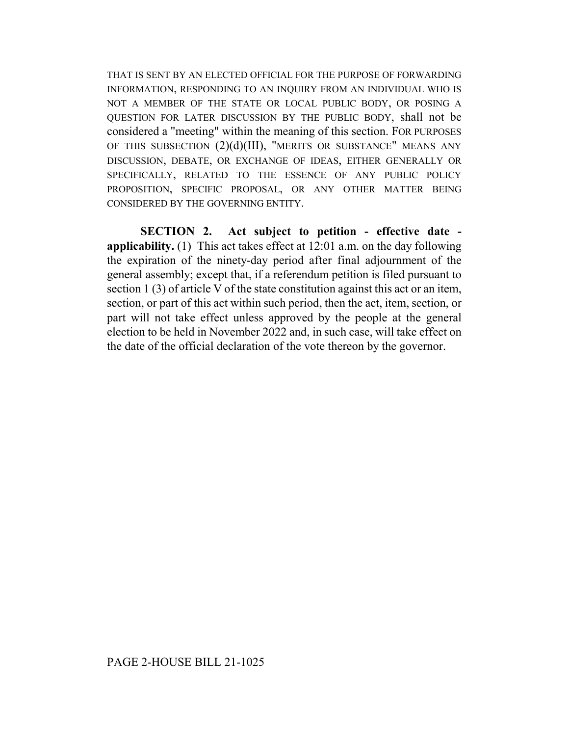THAT IS SENT BY AN ELECTED OFFICIAL FOR THE PURPOSE OF FORWARDING INFORMATION, RESPONDING TO AN INQUIRY FROM AN INDIVIDUAL WHO IS NOT A MEMBER OF THE STATE OR LOCAL PUBLIC BODY, OR POSING A QUESTION FOR LATER DISCUSSION BY THE PUBLIC BODY, shall not be considered a "meeting" within the meaning of this section. FOR PURPOSES OF THIS SUBSECTION (2)(d)(III), "MERITS OR SUBSTANCE" MEANS ANY DISCUSSION, DEBATE, OR EXCHANGE OF IDEAS, EITHER GENERALLY OR SPECIFICALLY, RELATED TO THE ESSENCE OF ANY PUBLIC POLICY PROPOSITION, SPECIFIC PROPOSAL, OR ANY OTHER MATTER BEING CONSIDERED BY THE GOVERNING ENTITY.

**SECTION 2. Act subject to petition - effective date - applicability.** (1) This act takes effect at 12:01 a.m. on the day following the expiration of the ninety-day period after final adjournment of the general assembly; except that, if a referendum petition is filed pursuant to section 1 (3) of article V of the state constitution against this act or an item, section, or part of this act within such period, then the act, item, section, or part will not take effect unless approved by the people at the general election to be held in November 2022 and, in such case, will take effect on the date of the official declaration of the vote thereon by the governor.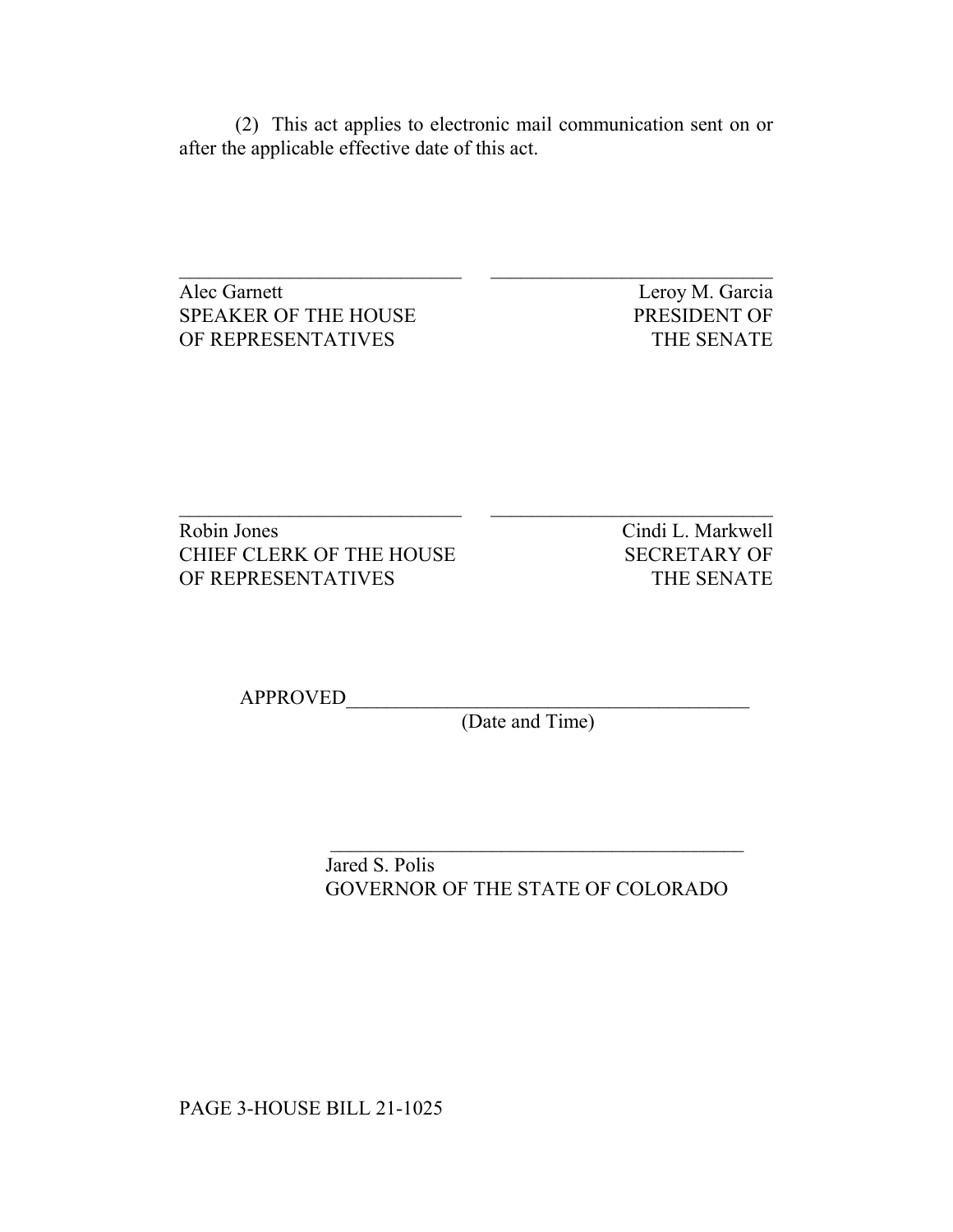(2) This act applies to electronic mail communication sent on or after the applicable effective date of this act.

\_\_\_\_\_\_\_\_\_\_\_\_\_\_\_\_\_\_\_\_\_\_\_\_\_\_\_\_
Alec Garnett
SPEAKER OF THE HOUSE
OF REPRESENTATIVES

\_\_\_\_\_\_\_\_\_\_\_\_\_\_\_\_\_\_\_\_\_\_\_\_\_\_\_\_
Leroy M. Garcia
PRESIDENT OF
THE SENATE

\_\_\_\_\_\_\_\_\_\_\_\_\_\_\_\_\_\_\_\_\_\_\_\_\_\_\_\_
Robin Jones
CHIEF CLERK OF THE HOUSE
OF REPRESENTATIVES

\_\_\_\_\_\_\_\_\_\_\_\_\_\_\_\_\_\_\_\_\_\_\_\_\_\_\_\_
Cindi L. Markwell
SECRETARY OF
THE SENATE

APPROVED\_\_\_\_\_\_\_\_\_\_\_\_\_\_\_\_\_\_\_\_\_\_\_\_\_\_\_\_\_\_\_\_\_\_\_\_\_\_\_\_
(Date and Time)

\_\_\_\_\_\_\_\_\_\_\_\_\_\_\_\_\_\_\_\_\_\_\_\_\_\_\_\_\_\_\_\_\_\_\_\_\_\_\_\_
Jared S. Polis
GOVERNOR OF THE STATE OF COLORADO

PAGE 3-HOUSE BILL 21-1025